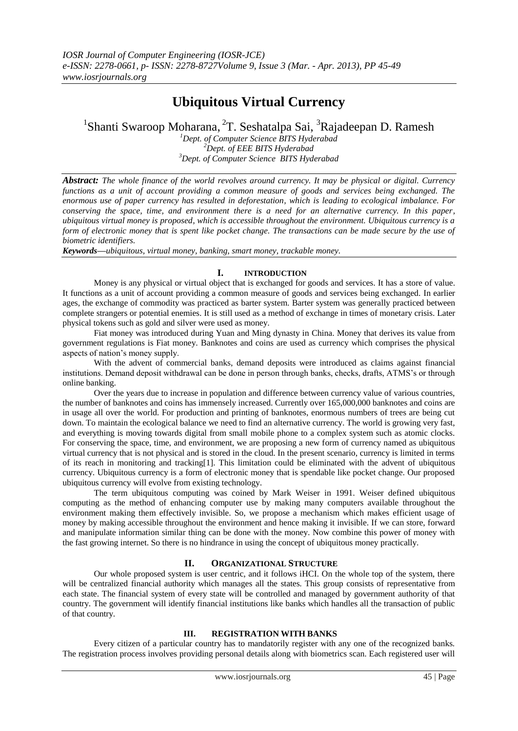# Ubiquitous Virtual Currency

[1]Shanti Swaroop Moharana, [2]T. Seshatalpa Sai, [3]Rajadeepan D. Ramesh

[1]*Dept. of Computer Science BITS Hyderabad*
[2]*Dept. of EEE BITS Hyderabad*
[3]*Dept. of Computer Science BITS Hyderabad*

***Abstract:*** *The whole finance of the world revolves around currency. It may be physical or digital. Currency functions as a unit of account providing a common measure of goods and services being exchanged. The enormous use of paper currency has resulted in deforestation, which is leading to ecological imbalance. For conserving the space, time, and environment there is a need for an alternative currency. In this paper, ubiquitous virtual money is proposed, which is accessible throughout the environment. Ubiquitous currency is a form of electronic money that is spent like pocket change. The transactions can be made secure by the use of biometric identifiers.*

***Keywords—****ubiquitous, virtual money, banking, smart money, trackable money.*

## I. INTRODUCTION

Money is any physical or virtual object that is exchanged for goods and services. It has a store of value. It functions as a unit of account providing a common measure of goods and services being exchanged. In earlier ages, the exchange of commodity was practiced as barter system. Barter system was generally practiced between complete strangers or potential enemies. It is still used as a method of exchange in times of monetary crisis. Later physical tokens such as gold and silver were used as money.

Fiat money was introduced during Yuan and Ming dynasty in China. Money that derives its value from government regulations is Fiat money. Banknotes and coins are used as currency which comprises the physical aspects of nation's money supply.

With the advent of commercial banks, demand deposits were introduced as claims against financial institutions. Demand deposit withdrawal can be done in person through banks, checks, drafts, ATMS's or through online banking.

Over the years due to increase in population and difference between currency value of various countries, the number of banknotes and coins has immensely increased. Currently over 165,000,000 banknotes and coins are in usage all over the world. For production and printing of banknotes, enormous numbers of trees are being cut down. To maintain the ecological balance we need to find an alternative currency. The world is growing very fast, and everything is moving towards digital from small mobile phone to a complex system such as atomic clocks. For conserving the space, time, and environment, we are proposing a new form of currency named as ubiquitous virtual currency that is not physical and is stored in the cloud. In the present scenario, currency is limited in terms of its reach in monitoring and tracking[1]. This limitation could be eliminated with the advent of ubiquitous currency. Ubiquitous currency is a form of electronic money that is spendable like pocket change. Our proposed ubiquitous currency will evolve from existing technology.

The term ubiquitous computing was coined by Mark Weiser in 1991. Weiser defined ubiquitous computing as the method of enhancing computer use by making many computers available throughout the environment making them effectively invisible. So, we propose a mechanism which makes efficient usage of money by making accessible throughout the environment and hence making it invisible. If we can store, forward and manipulate information similar thing can be done with the money. Now combine this power of money with the fast growing internet. So there is no hindrance in using the concept of ubiquitous money practically.

## II. ORGANIZATIONAL STRUCTURE

Our whole proposed system is user centric, and it follows iHCI. On the whole top of the system, there will be centralized financial authority which manages all the states. This group consists of representative from each state. The financial system of every state will be controlled and managed by government authority of that country. The government will identify financial institutions like banks which handles all the transaction of public of that country.

## III. REGISTRATION WITH BANKS

Every citizen of a particular country has to mandatorily register with any one of the recognized banks. The registration process involves providing personal details along with biometrics scan. Each registered user will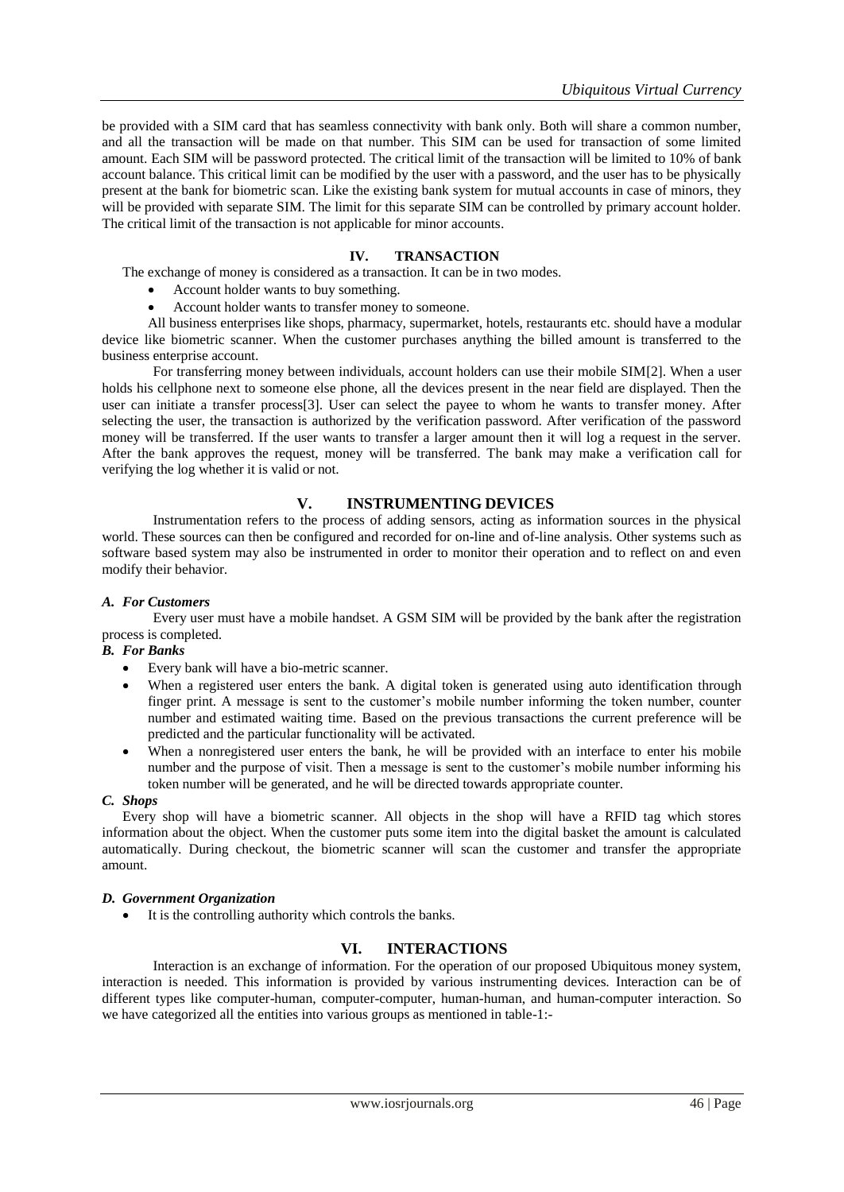be provided with a SIM card that has seamless connectivity with bank only. Both will share a common number, and all the transaction will be made on that number. This SIM can be used for transaction of some limited amount. Each SIM will be password protected. The critical limit of the transaction will be limited to 10% of bank account balance. This critical limit can be modified by the user with a password, and the user has to be physically present at the bank for biometric scan. Like the existing bank system for mutual accounts in case of minors, they will be provided with separate SIM. The limit for this separate SIM can be controlled by primary account holder. The critical limit of the transaction is not applicable for minor accounts.

## IV. TRANSACTION

The exchange of money is considered as a transaction. It can be in two modes.

- Account holder wants to buy something.
- Account holder wants to transfer money to someone.

All business enterprises like shops, pharmacy, supermarket, hotels, restaurants etc. should have a modular device like biometric scanner. When the customer purchases anything the billed amount is transferred to the business enterprise account.

For transferring money between individuals, account holders can use their mobile SIM[2]. When a user holds his cellphone next to someone else phone, all the devices present in the near field are displayed. Then the user can initiate a transfer process[3]. User can select the payee to whom he wants to transfer money. After selecting the user, the transaction is authorized by the verification password. After verification of the password money will be transferred. If the user wants to transfer a larger amount then it will log a request in the server. After the bank approves the request, money will be transferred. The bank may make a verification call for verifying the log whether it is valid or not.

## V. INSTRUMENTING DEVICES

Instrumentation refers to the process of adding sensors, acting as information sources in the physical world. These sources can then be configured and recorded for on-line and of-line analysis. Other systems such as software based system may also be instrumented in order to monitor their operation and to reflect on and even modify their behavior.

### *A. For Customers*

Every user must have a mobile handset. A GSM SIM will be provided by the bank after the registration process is completed.

### *B. For Banks*

- Every bank will have a bio-metric scanner.
- When a registered user enters the bank. A digital token is generated using auto identification through finger print. A message is sent to the customer's mobile number informing the token number, counter number and estimated waiting time. Based on the previous transactions the current preference will be predicted and the particular functionality will be activated.
- When a nonregistered user enters the bank, he will be provided with an interface to enter his mobile number and the purpose of visit. Then a message is sent to the customer's mobile number informing his token number will be generated, and he will be directed towards appropriate counter.

### *C. Shops*

Every shop will have a biometric scanner. All objects in the shop will have a RFID tag which stores information about the object. When the customer puts some item into the digital basket the amount is calculated automatically. During checkout, the biometric scanner will scan the customer and transfer the appropriate amount.

### *D. Government Organization*

- It is the controlling authority which controls the banks.

## VI. INTERACTIONS

Interaction is an exchange of information. For the operation of our proposed Ubiquitous money system, interaction is needed. This information is provided by various instrumenting devices. Interaction can be of different types like computer-human, computer-computer, human-human, and human-computer interaction. So we have categorized all the entities into various groups as mentioned in table-1:-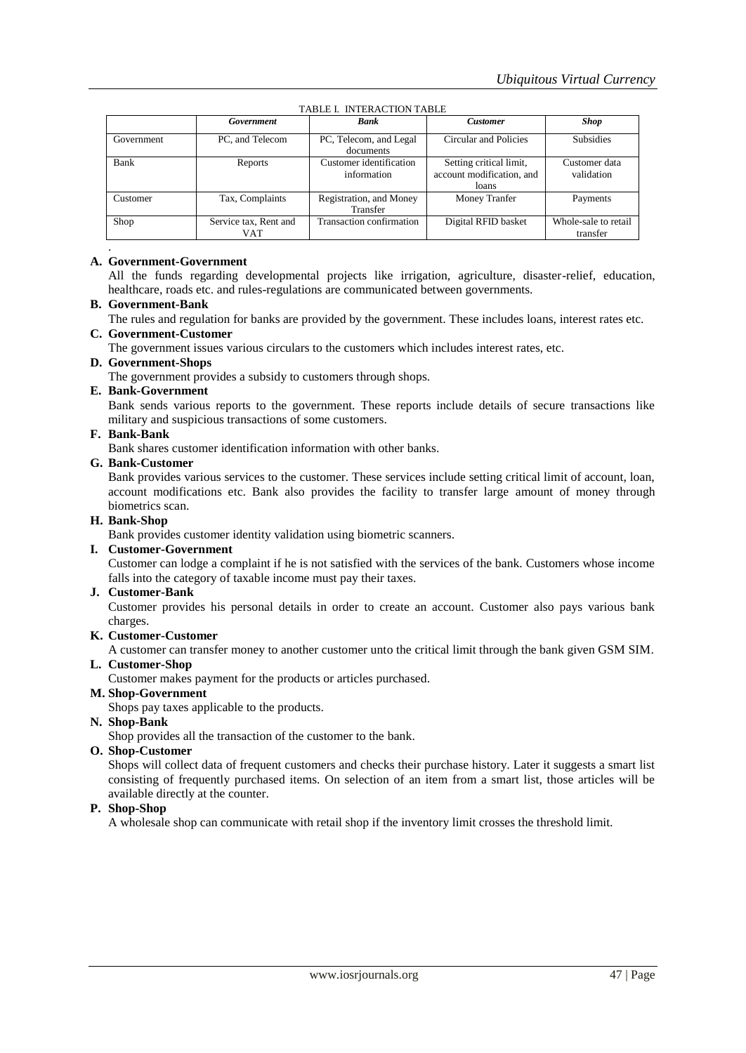TABLE I. INTERACTION TABLE

| | *Government* | *Bank* | *Customer* | *Shop* |
|---|---|---|---|---|
| Government | PC, and Telecom | PC, Telecom, and Legal documents | Circular and Policies | Subsidies |
| Bank | Reports | Customer identification information | Setting critical limit, account modification, and loans | Customer data validation |
| Customer | Tax, Complaints | Registration, and Money Transfer | Money Tranfer | Payments |
| Shop | Service tax, Rent and VAT | Transaction confirmation | Digital RFID basket | Whole-sale to retail transfer |

.

**A. Government-Government**

All the funds regarding developmental projects like irrigation, agriculture, disaster-relief, education, healthcare, roads etc. and rules-regulations are communicated between governments.

**B. Government-Bank**

The rules and regulation for banks are provided by the government. These includes loans, interest rates etc.

**C. Government-Customer**

The government issues various circulars to the customers which includes interest rates, etc.

**D. Government-Shops**

The government provides a subsidy to customers through shops.

**E. Bank-Government**

Bank sends various reports to the government. These reports include details of secure transactions like military and suspicious transactions of some customers.

**F. Bank-Bank**

Bank shares customer identification information with other banks.

**G. Bank-Customer**

Bank provides various services to the customer. These services include setting critical limit of account, loan, account modifications etc. Bank also provides the facility to transfer large amount of money through biometrics scan.

**H. Bank-Shop**

Bank provides customer identity validation using biometric scanners.

**I. Customer-Government**

Customer can lodge a complaint if he is not satisfied with the services of the bank. Customers whose income falls into the category of taxable income must pay their taxes.

**J. Customer-Bank**

Customer provides his personal details in order to create an account. Customer also pays various bank charges.

**K. Customer-Customer**

A customer can transfer money to another customer unto the critical limit through the bank given GSM SIM.

**L. Customer-Shop**

Customer makes payment for the products or articles purchased.

**M. Shop-Government**

Shops pay taxes applicable to the products.

**N. Shop-Bank**

Shop provides all the transaction of the customer to the bank.

**O. Shop-Customer**

Shops will collect data of frequent customers and checks their purchase history. Later it suggests a smart list consisting of frequently purchased items. On selection of an item from a smart list, those articles will be available directly at the counter.

**P. Shop-Shop**

A wholesale shop can communicate with retail shop if the inventory limit crosses the threshold limit.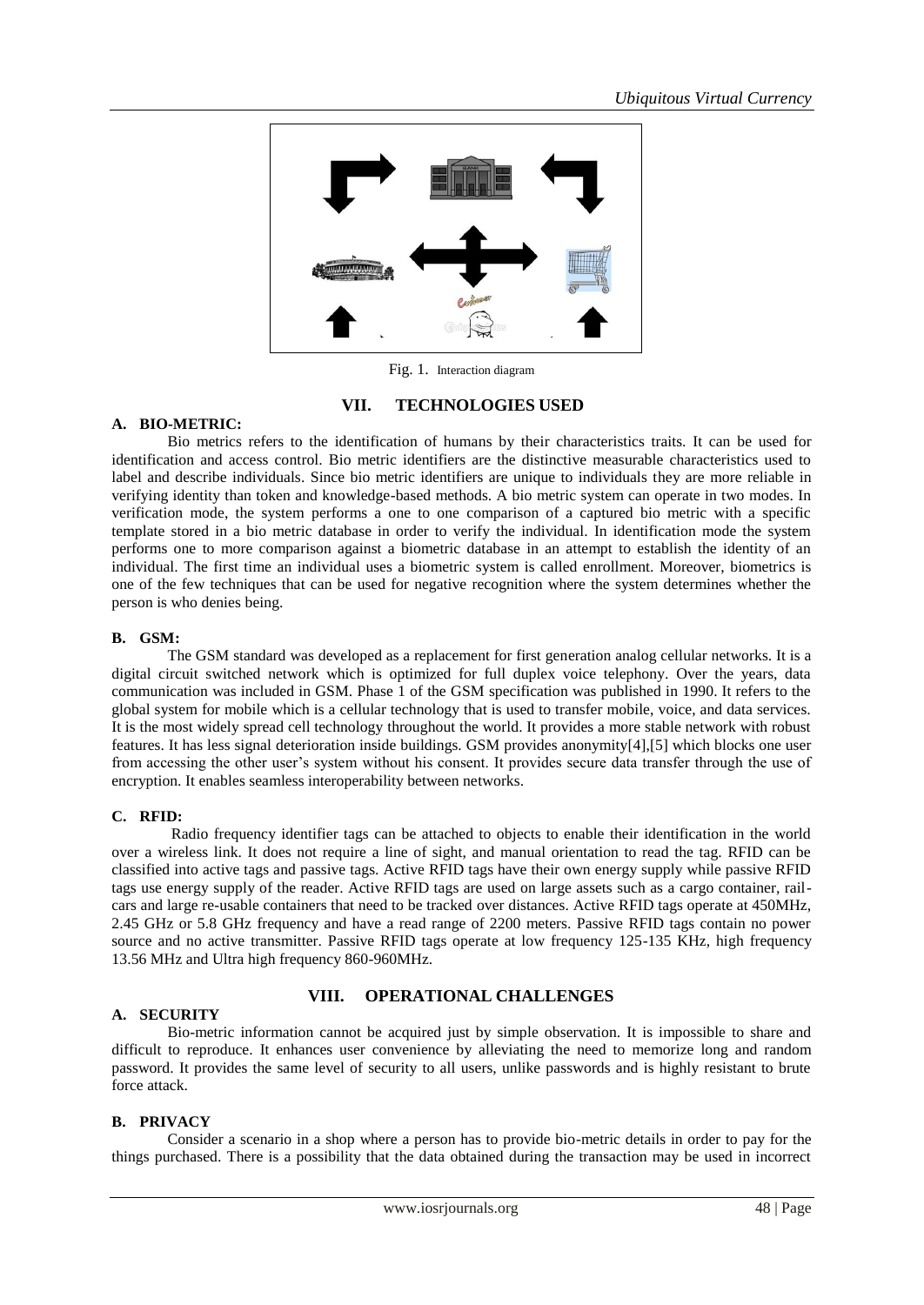Fig. 1. Interaction diagram

## VII. TECHNOLOGIES USED

### A. BIO-METRIC:

Bio metrics refers to the identification of humans by their characteristics traits. It can be used for identification and access control. Bio metric identifiers are the distinctive measurable characteristics used to label and describe individuals. Since bio metric identifiers are unique to individuals they are more reliable in verifying identity than token and knowledge-based methods. A bio metric system can operate in two modes. In verification mode, the system performs a one to one comparison of a captured bio metric with a specific template stored in a bio metric database in order to verify the individual. In identification mode the system performs one to more comparison against a biometric database in an attempt to establish the identity of an individual. The first time an individual uses a biometric system is called enrollment. Moreover, biometrics is one of the few techniques that can be used for negative recognition where the system determines whether the person is who denies being.

### B. GSM:

The GSM standard was developed as a replacement for first generation analog cellular networks. It is a digital circuit switched network which is optimized for full duplex voice telephony. Over the years, data communication was included in GSM. Phase 1 of the GSM specification was published in 1990. It refers to the global system for mobile which is a cellular technology that is used to transfer mobile, voice, and data services. It is the most widely spread cell technology throughout the world. It provides a more stable network with robust features. It has less signal deterioration inside buildings. GSM provides anonymity[4],[5] which blocks one user from accessing the other user's system without his consent. It provides secure data transfer through the use of encryption. It enables seamless interoperability between networks.

### C. RFID:

Radio frequency identifier tags can be attached to objects to enable their identification in the world over a wireless link. It does not require a line of sight, and manual orientation to read the tag. RFID can be classified into active tags and passive tags. Active RFID tags have their own energy supply while passive RFID tags use energy supply of the reader. Active RFID tags are used on large assets such as a cargo container, rail-cars and large re-usable containers that need to be tracked over distances. Active RFID tags operate at 450MHz, 2.45 GHz or 5.8 GHz frequency and have a read range of 2200 meters. Passive RFID tags contain no power source and no active transmitter. Passive RFID tags operate at low frequency 125-135 KHz, high frequency 13.56 MHz and Ultra high frequency 860-960MHz.

## VIII. OPERATIONAL CHALLENGES

### A. SECURITY

Bio-metric information cannot be acquired just by simple observation. It is impossible to share and difficult to reproduce. It enhances user convenience by alleviating the need to memorize long and random password. It provides the same level of security to all users, unlike passwords and is highly resistant to brute force attack.

### B. PRIVACY

Consider a scenario in a shop where a person has to provide bio-metric details in order to pay for the things purchased. There is a possibility that the data obtained during the transaction may be used in incorrect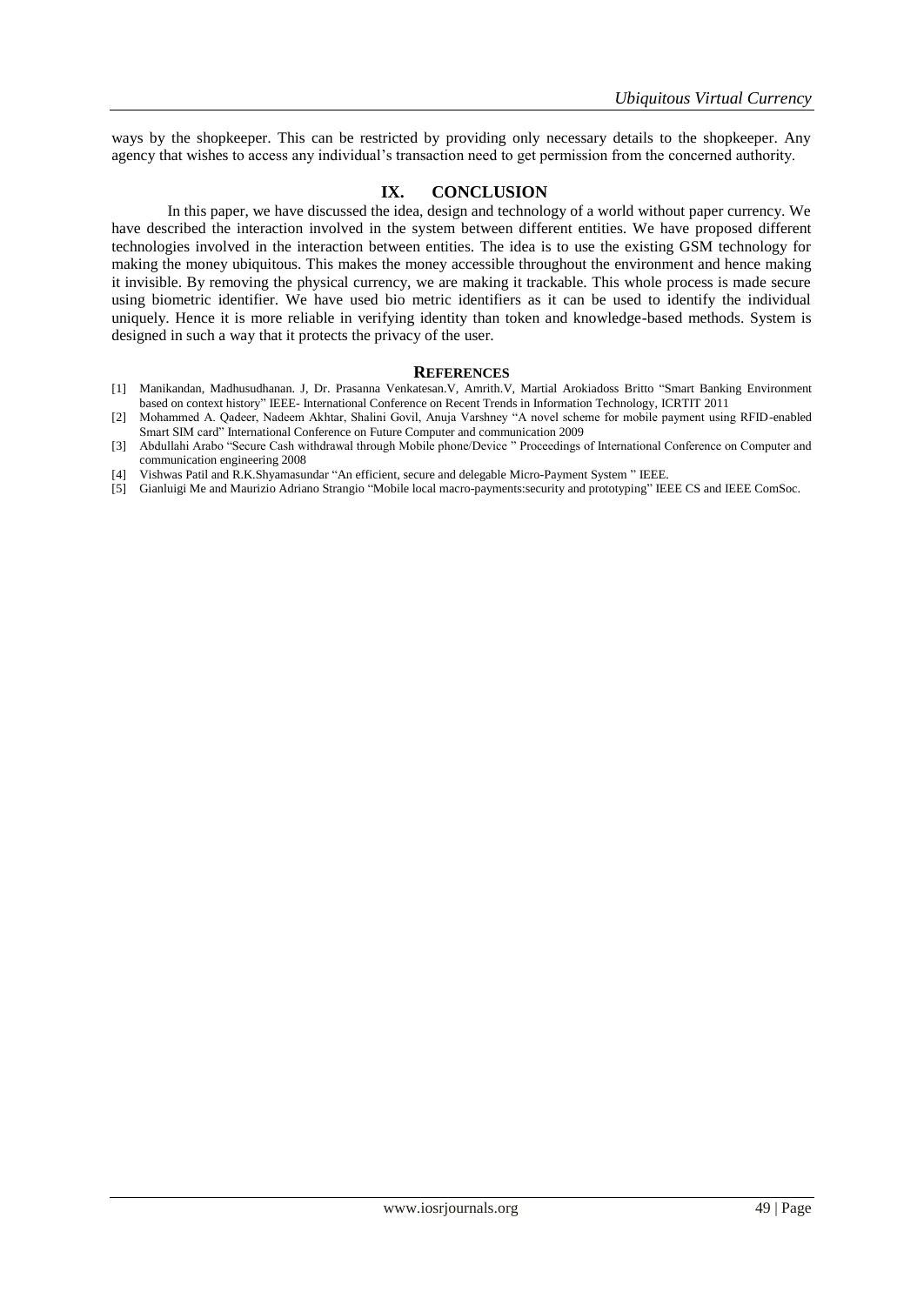ways by the shopkeeper. This can be restricted by providing only necessary details to the shopkeeper. Any agency that wishes to access any individual's transaction need to get permission from the concerned authority.

## IX. CONCLUSION

In this paper, we have discussed the idea, design and technology of a world without paper currency. We have described the interaction involved in the system between different entities. We have proposed different technologies involved in the interaction between entities. The idea is to use the existing GSM technology for making the money ubiquitous. This makes the money accessible throughout the environment and hence making it invisible. By removing the physical currency, we are making it trackable. This whole process is made secure using biometric identifier. We have used bio metric identifiers as it can be used to identify the individual uniquely. Hence it is more reliable in verifying identity than token and knowledge-based methods. System is designed in such a way that it protects the privacy of the user.

## REFERENCES

[1] Manikandan, Madhusudhanan. J, Dr. Prasanna Venkatesan.V, Amrith.V, Martial Arokiadoss Britto "Smart Banking Environment based on context history" IEEE- International Conference on Recent Trends in Information Technology, ICRTIT 2011

[2] Mohammed A. Qadeer, Nadeem Akhtar, Shalini Govil, Anuja Varshney "A novel scheme for mobile payment using RFID-enabled Smart SIM card" International Conference on Future Computer and communication 2009

[3] Abdullahi Arabo "Secure Cash withdrawal through Mobile phone/Device " Proceedings of International Conference on Computer and communication engineering 2008

[4] Vishwas Patil and R.K.Shyamasundar "An efficient, secure and delegable Micro-Payment System " IEEE.

[5] Gianluigi Me and Maurizio Adriano Strangio "Mobile local macro-payments:security and prototyping" IEEE CS and IEEE ComSoc.